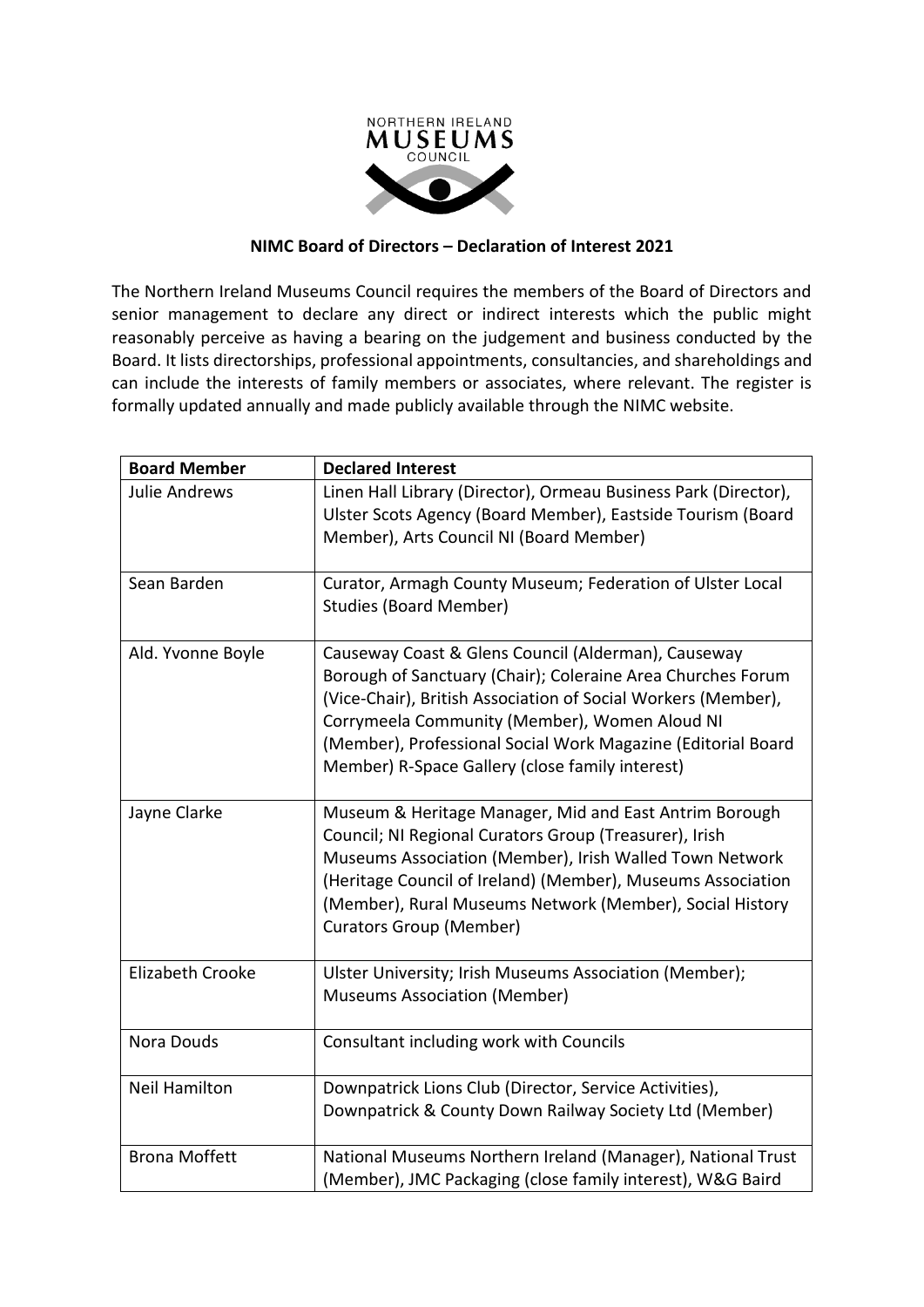## NIMC Board of Directors – Declaration of Interest 2021

The Northern Ireland Museums Council requires the members of the Board of Directors and senior management to declare any direct or indirect interests which the public might reasonably perceive as having a bearing on the judgement and business conducted by the Board. It lists directorships, professional appointments, consultancies, and shareholdings and can include the interests of family members or associates, where relevant. The register is formally updated annually and made publicly available through the NIMC website.

| Board Member | Declared Interest |
|---|---|
| Julie Andrews | Linen Hall Library (Director), Ormeau Business Park (Director), Ulster Scots Agency (Board Member), Eastside Tourism (Board Member), Arts Council NI (Board Member) |
| Sean Barden | Curator, Armagh County Museum; Federation of Ulster Local Studies (Board Member) |
| Ald. Yvonne Boyle | Causeway Coast & Glens Council (Alderman), Causeway Borough of Sanctuary (Chair); Coleraine Area Churches Forum (Vice-Chair), British Association of Social Workers (Member), Corrymeela Community (Member), Women Aloud NI (Member), Professional Social Work Magazine (Editorial Board Member) R-Space Gallery (close family interest) |
| Jayne Clarke | Museum & Heritage Manager, Mid and East Antrim Borough Council; NI Regional Curators Group (Treasurer), Irish Museums Association (Member), Irish Walled Town Network (Heritage Council of Ireland) (Member), Museums Association (Member), Rural Museums Network (Member), Social History Curators Group (Member) |
| Elizabeth Crooke | Ulster University; Irish Museums Association (Member); Museums Association (Member) |
| Nora Douds | Consultant including work with Councils |
| Neil Hamilton | Downpatrick Lions Club (Director, Service Activities), Downpatrick & County Down Railway Society Ltd (Member) |
| Brona Moffett | National Museums Northern Ireland (Manager), National Trust (Member), JMC Packaging (close family interest), W&G Baird |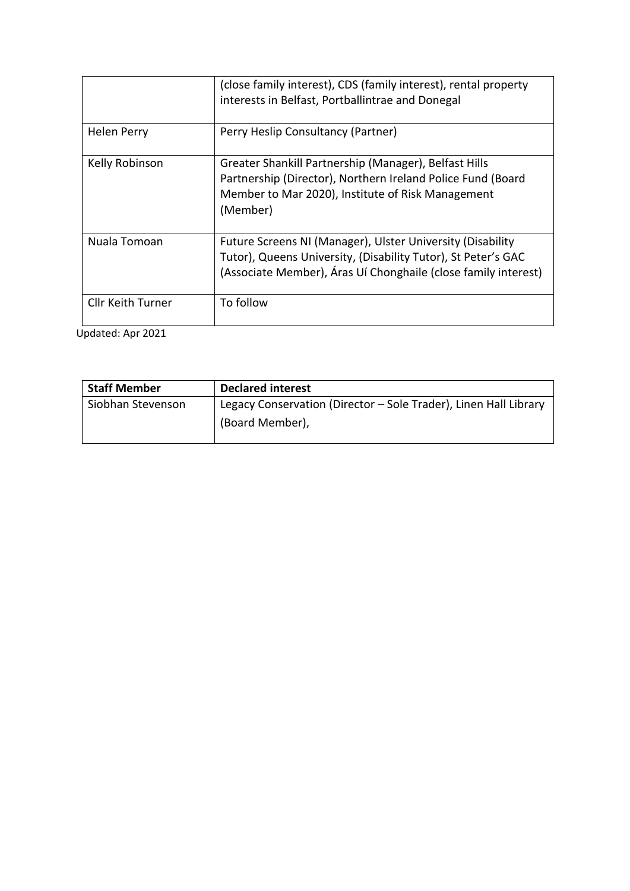| | |
|---|---|
| | (close family interest), CDS (family interest), rental property interests in Belfast, Portballintrae and Donegal |
| Helen Perry | Perry Heslip Consultancy (Partner) |
| Kelly Robinson | Greater Shankill Partnership (Manager), Belfast Hills Partnership (Director), Northern Ireland Police Fund (Board Member to Mar 2020), Institute of Risk Management (Member) |
| Nuala Tomoan | Future Screens NI (Manager), Ulster University (Disability Tutor), Queens University, (Disability Tutor), St Peter's GAC (Associate Member), Áras Uí Chonghaile (close family interest) |
| Cllr Keith Turner | To follow |

Updated: Apr 2021

| **Staff Member** | **Declared interest** |
|---|---|
| Siobhan Stevenson | Legacy Conservation (Director – Sole Trader), Linen Hall Library (Board Member), |